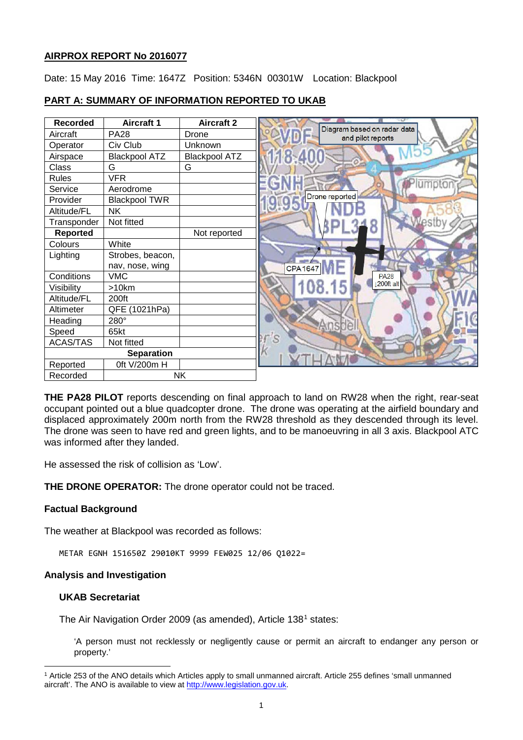## AIRPROX REPORT No 2016077

Date: 15 May 2016 Time: 1647Z Position: 5346N 00301W Location: Blackpool

## PART A: SUMMARY OF INFORMATION REPORTED TO UKAB

| Recorded | Aircraft 1 | Aircraft 2 |
|---|---|---|
| Aircraft | PA28 | Drone |
| Operator | Civ Club | Unknown |
| Airspace | Blackpool ATZ | Blackpool ATZ |
| Class | G | G |
| Rules | VFR | |
| Service | Aerodrome | |
| Provider | Blackpool TWR | |
| Altitude/FL | NK | |
| Transponder | Not fitted | |
| **Reported** | | Not reported |
| Colours | White | |
| Lighting | Strobes, beacon, nav, nose, wing | |
| Conditions | VMC | |
| Visibility | >10km | |
| Altitude/FL | 200ft | |
| Altimeter | QFE (1021hPa) | |
| Heading | 280° | |
| Speed | 65kt | |
| ACAS/TAS | Not fitted | |
| **Separation** | | |
| Reported | 0ft V/200m H | |
| Recorded | NK | |

Diagram based on radar data and pilot reports

**THE PA28 PILOT** reports descending on final approach to land on RW28 when the right, rear-seat occupant pointed out a blue quadcopter drone. The drone was operating at the airfield boundary and displaced approximately 200m north from the RW28 threshold as they descended through its level. The drone was seen to have red and green lights, and to be manoeuvring in all 3 axis. Blackpool ATC was informed after they landed.

He assessed the risk of collision as 'Low'.

**THE DRONE OPERATOR:** The drone operator could not be traced.

### Factual Background

The weather at Blackpool was recorded as follows:

```
METAR EGNH 151650Z 29010KT 9999 FEW025 12/06 Q1022=
```

### Analysis and Investigation

#### UKAB Secretariat

The Air Navigation Order 2009 (as amended), Article 138[1] states:

'A person must not recklessly or negligently cause or permit an aircraft to endanger any person or property.'

[1] Article 253 of the ANO details which Articles apply to small unmanned aircraft. Article 255 defines 'small unmanned aircraft'. The ANO is available to view at http://www.legislation.gov.uk.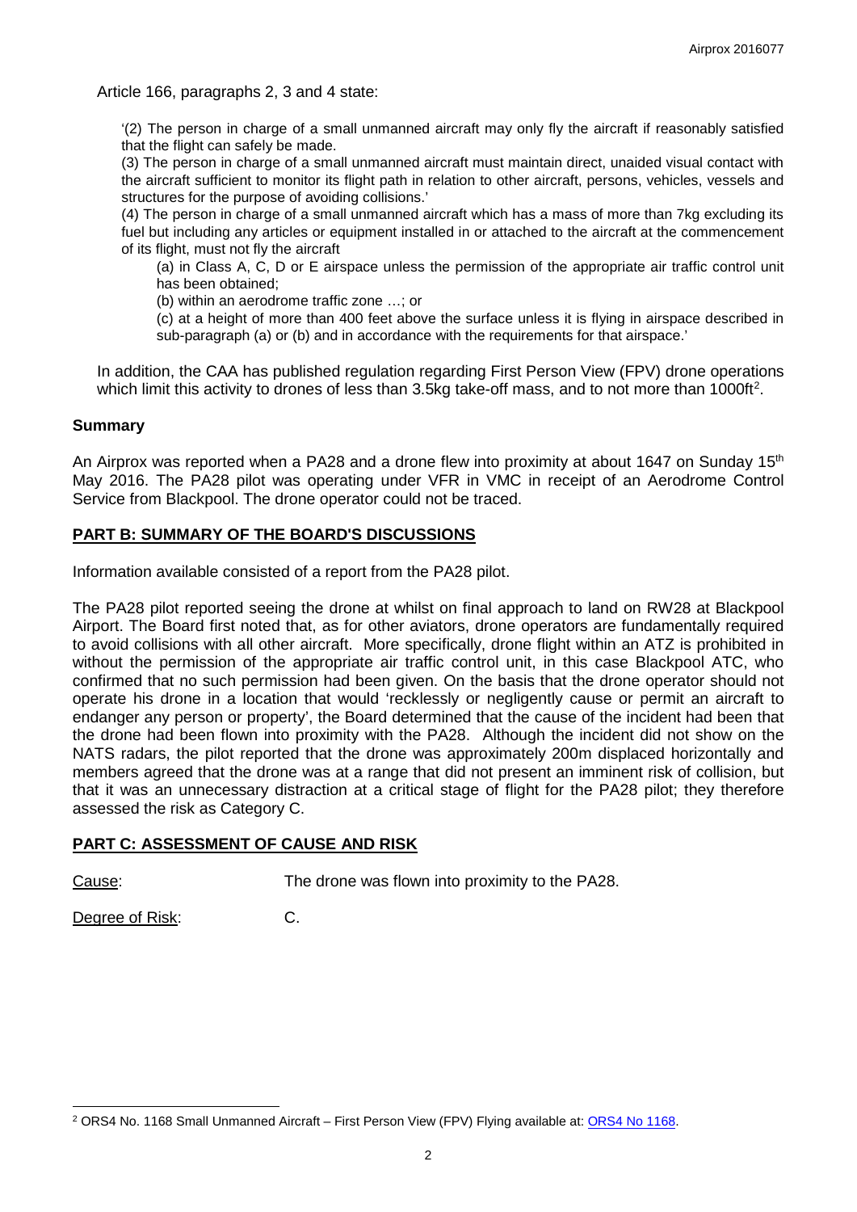Article 166, paragraphs 2, 3 and 4 state:

> '(2) The person in charge of a small unmanned aircraft may only fly the aircraft if reasonably satisfied that the flight can safely be made.
>
> (3) The person in charge of a small unmanned aircraft must maintain direct, unaided visual contact with the aircraft sufficient to monitor its flight path in relation to other aircraft, persons, vehicles, vessels and structures for the purpose of avoiding collisions.'
>
> (4) The person in charge of a small unmanned aircraft which has a mass of more than 7kg excluding its fuel but including any articles or equipment installed in or attached to the aircraft at the commencement of its flight, must not fly the aircraft
>
> (a) in Class A, C, D or E airspace unless the permission of the appropriate air traffic control unit has been obtained;
>
> (b) within an aerodrome traffic zone …; or
>
> (c) at a height of more than 400 feet above the surface unless it is flying in airspace described in sub-paragraph (a) or (b) and in accordance with the requirements for that airspace.'

In addition, the CAA has published regulation regarding First Person View (FPV) drone operations which limit this activity to drones of less than 3.5kg take-off mass, and to not more than 1000ft[2].

## Summary

An Airprox was reported when a PA28 and a drone flew into proximity at about 1647 on Sunday 15th May 2016. The PA28 pilot was operating under VFR in VMC in receipt of an Aerodrome Control Service from Blackpool. The drone operator could not be traced.

## PART B: SUMMARY OF THE BOARD'S DISCUSSIONS

Information available consisted of a report from the PA28 pilot.

The PA28 pilot reported seeing the drone at whilst on final approach to land on RW28 at Blackpool Airport. The Board first noted that, as for other aviators, drone operators are fundamentally required to avoid collisions with all other aircraft. More specifically, drone flight within an ATZ is prohibited in without the permission of the appropriate air traffic control unit, in this case Blackpool ATC, who confirmed that no such permission had been given. On the basis that the drone operator should not operate his drone in a location that would 'recklessly or negligently cause or permit an aircraft to endanger any person or property', the Board determined that the cause of the incident had been that the drone had been flown into proximity with the PA28. Although the incident did not show on the NATS radars, the pilot reported that the drone was approximately 200m displaced horizontally and members agreed that the drone was at a range that did not present an imminent risk of collision, but that it was an unnecessary distraction at a critical stage of flight for the PA28 pilot; they therefore assessed the risk as Category C.

## PART C: ASSESSMENT OF CAUSE AND RISK

Cause: The drone was flown into proximity to the PA28.

Degree of Risk: C.

---

[2] ORS4 No. 1168 Small Unmanned Aircraft – First Person View (FPV) Flying available at: ORS4 No 1168.